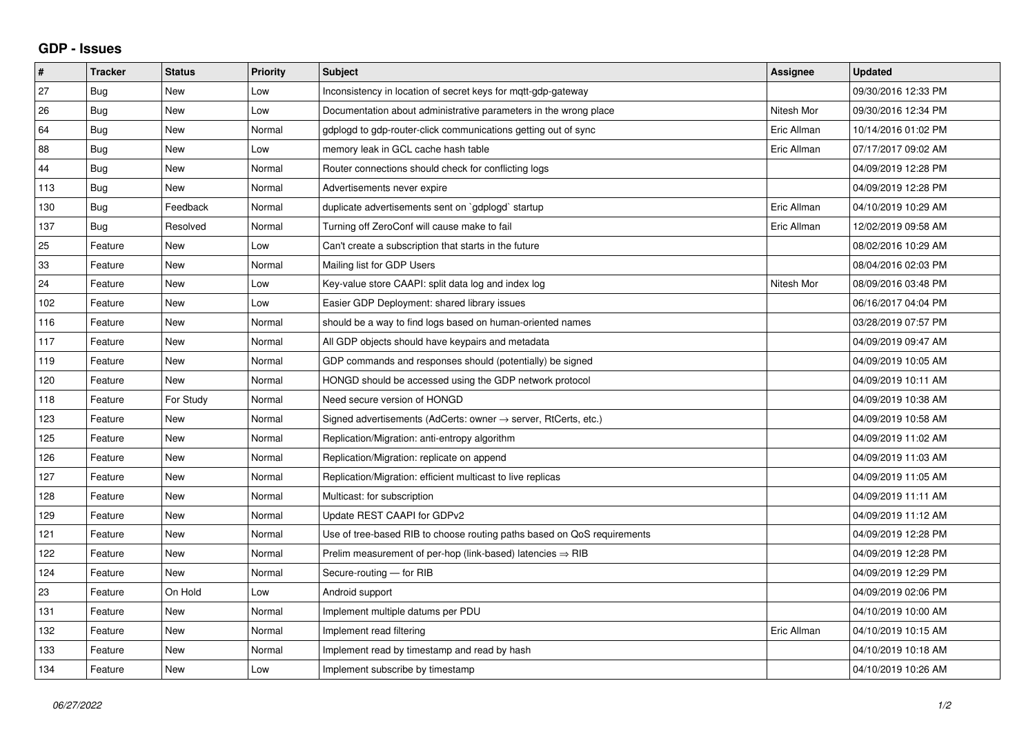# GDP - Issues

| # | Tracker | Status | Priority | Subject | Assignee | Updated |
|---|---|---|---|---|---|---|
| 27 | Bug | New | Low | Inconsistency in location of secret keys for mqtt-gdp-gateway | | 09/30/2016 12:33 PM |
| 26 | Bug | New | Low | Documentation about administrative parameters in the wrong place | Nitesh Mor | 09/30/2016 12:34 PM |
| 64 | Bug | New | Normal | gdplogd to gdp-router-click communications getting out of sync | Eric Allman | 10/14/2016 01:02 PM |
| 88 | Bug | New | Low | memory leak in GCL cache hash table | Eric Allman | 07/17/2017 09:02 AM |
| 44 | Bug | New | Normal | Router connections should check for conflicting logs | | 04/09/2019 12:28 PM |
| 113 | Bug | New | Normal | Advertisements never expire | | 04/09/2019 12:28 PM |
| 130 | Bug | Feedback | Normal | duplicate advertisements sent on `gdplogd` startup | Eric Allman | 04/10/2019 10:29 AM |
| 137 | Bug | Resolved | Normal | Turning off ZeroConf will cause make to fail | Eric Allman | 12/02/2019 09:58 AM |
| 25 | Feature | New | Low | Can't create a subscription that starts in the future | | 08/02/2016 10:29 AM |
| 33 | Feature | New | Normal | Mailing list for GDP Users | | 08/04/2016 02:03 PM |
| 24 | Feature | New | Low | Key-value store CAAPI: split data log and index log | Nitesh Mor | 08/09/2016 03:48 PM |
| 102 | Feature | New | Low | Easier GDP Deployment: shared library issues | | 06/16/2017 04:04 PM |
| 116 | Feature | New | Normal | should be a way to find logs based on human-oriented names | | 03/28/2019 07:57 PM |
| 117 | Feature | New | Normal | All GDP objects should have keypairs and metadata | | 04/09/2019 09:47 AM |
| 119 | Feature | New | Normal | GDP commands and responses should (potentially) be signed | | 04/09/2019 10:05 AM |
| 120 | Feature | New | Normal | HONGD should be accessed using the GDP network protocol | | 04/09/2019 10:11 AM |
| 118 | Feature | For Study | Normal | Need secure version of HONGD | | 04/09/2019 10:38 AM |
| 123 | Feature | New | Normal | Signed advertisements (AdCerts: owner → server, RtCerts, etc.) | | 04/09/2019 10:58 AM |
| 125 | Feature | New | Normal | Replication/Migration: anti-entropy algorithm | | 04/09/2019 11:02 AM |
| 126 | Feature | New | Normal | Replication/Migration: replicate on append | | 04/09/2019 11:03 AM |
| 127 | Feature | New | Normal | Replication/Migration: efficient multicast to live replicas | | 04/09/2019 11:05 AM |
| 128 | Feature | New | Normal | Multicast: for subscription | | 04/09/2019 11:11 AM |
| 129 | Feature | New | Normal | Update REST CAAPI for GDPv2 | | 04/09/2019 11:12 AM |
| 121 | Feature | New | Normal | Use of tree-based RIB to choose routing paths based on QoS requirements | | 04/09/2019 12:28 PM |
| 122 | Feature | New | Normal | Prelim measurement of per-hop (link-based) latencies ⇒ RIB | | 04/09/2019 12:28 PM |
| 124 | Feature | New | Normal | Secure-routing — for RIB | | 04/09/2019 12:29 PM |
| 23 | Feature | On Hold | Low | Android support | | 04/09/2019 02:06 PM |
| 131 | Feature | New | Normal | Implement multiple datums per PDU | | 04/10/2019 10:00 AM |
| 132 | Feature | New | Normal | Implement read filtering | Eric Allman | 04/10/2019 10:15 AM |
| 133 | Feature | New | Normal | Implement read by timestamp and read by hash | | 04/10/2019 10:18 AM |
| 134 | Feature | New | Low | Implement subscribe by timestamp | | 04/10/2019 10:26 AM |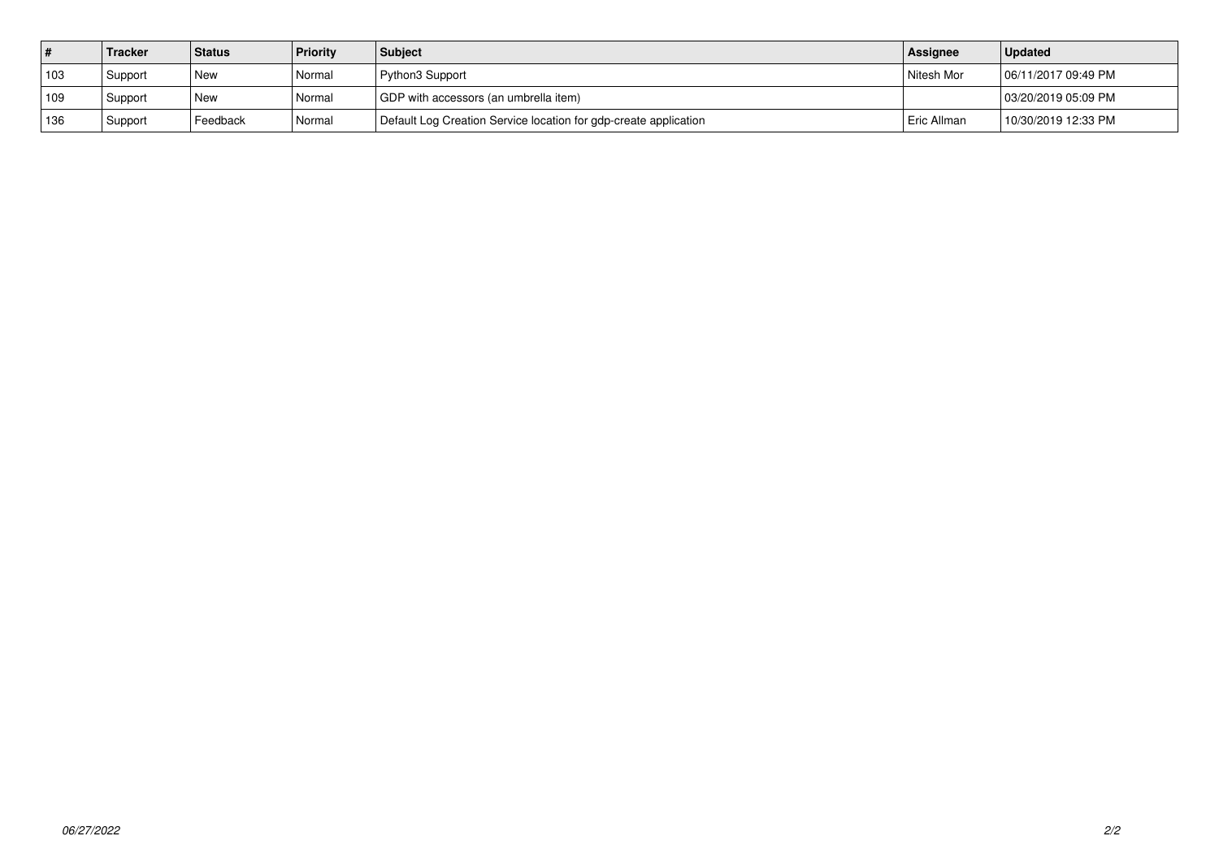| # | Tracker | Status | Priority | Subject | Assignee | Updated |
|---|---|---|---|---|---|---|
| 103 | Support | New | Normal | Python3 Support | Nitesh Mor | 06/11/2017 09:49 PM |
| 109 | Support | New | Normal | GDP with accessors (an umbrella item) | | 03/20/2019 05:09 PM |
| 136 | Support | Feedback | Normal | Default Log Creation Service location for gdp-create application | Eric Allman | 10/30/2019 12:33 PM |